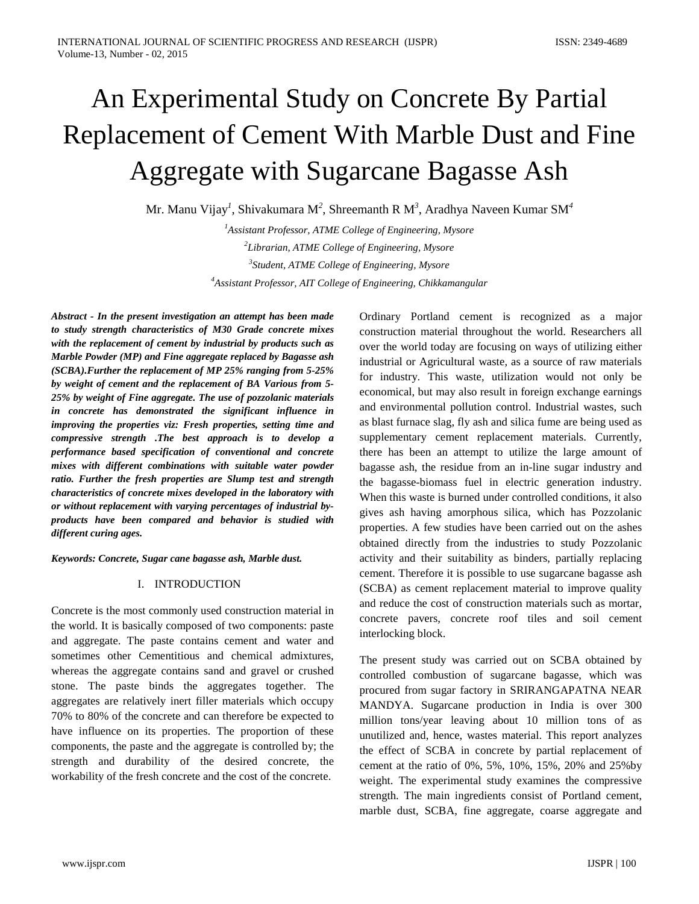# An Experimental Study on Concrete By Partial Replacement of Cement With Marble Dust and Fine Aggregate with Sugarcane Bagasse Ash

Mr. Manu Vijay[1], Shivakumara M[2], Shreemanth R M[3], Aradhya Naveen Kumar SM[4]

[1]*Assistant Professor, ATME College of Engineering, Mysore*

[2]*Librarian, ATME College of Engineering, Mysore*

[3]*Student, ATME College of Engineering, Mysore*

[4]*Assistant Professor, AIT College of Engineering, Chikkamangular*

***Abstract - In the present investigation an attempt has been made to study strength characteristics of M30 Grade concrete mixes with the replacement of cement by industrial by products such as Marble Powder (MP) and Fine aggregate replaced by Bagasse ash (SCBA).Further the replacement of MP 25% ranging from 5-25% by weight of cement and the replacement of BA Various from 5-25% by weight of Fine aggregate. The use of pozzolanic materials in concrete has demonstrated the significant influence in improving the properties viz: Fresh properties, setting time and compressive strength .The best approach is to develop a performance based specification of conventional and concrete mixes with different combinations with suitable water powder ratio. Further the fresh properties are Slump test and strength characteristics of concrete mixes developed in the laboratory with or without replacement with varying percentages of industrial by-products have been compared and behavior is studied with different curing ages.***

***Keywords: Concrete, Sugar cane bagasse ash, Marble dust.***

## I. INTRODUCTION

Concrete is the most commonly used construction material in the world. It is basically composed of two components: paste and aggregate. The paste contains cement and water and sometimes other Cementitious and chemical admixtures, whereas the aggregate contains sand and gravel or crushed stone. The paste binds the aggregates together. The aggregates are relatively inert filler materials which occupy 70% to 80% of the concrete and can therefore be expected to have influence on its properties. The proportion of these components, the paste and the aggregate is controlled by; the strength and durability of the desired concrete, the workability of the fresh concrete and the cost of the concrete.

Ordinary Portland cement is recognized as a major construction material throughout the world. Researchers all over the world today are focusing on ways of utilizing either industrial or Agricultural waste, as a source of raw materials for industry. This waste, utilization would not only be economical, but may also result in foreign exchange earnings and environmental pollution control. Industrial wastes, such as blast furnace slag, fly ash and silica fume are being used as supplementary cement replacement materials. Currently, there has been an attempt to utilize the large amount of bagasse ash, the residue from an in-line sugar industry and the bagasse-biomass fuel in electric generation industry. When this waste is burned under controlled conditions, it also gives ash having amorphous silica, which has Pozzolanic properties. A few studies have been carried out on the ashes obtained directly from the industries to study Pozzolanic activity and their suitability as binders, partially replacing cement. Therefore it is possible to use sugarcane bagasse ash (SCBA) as cement replacement material to improve quality and reduce the cost of construction materials such as mortar, concrete pavers, concrete roof tiles and soil cement interlocking block.

The present study was carried out on SCBA obtained by controlled combustion of sugarcane bagasse, which was procured from sugar factory in SRIRANGAPATNA NEAR MANDYA. Sugarcane production in India is over 300 million tons/year leaving about 10 million tons of as unutilized and, hence, wastes material. This report analyzes the effect of SCBA in concrete by partial replacement of cement at the ratio of 0%, 5%, 10%, 15%, 20% and 25%by weight. The experimental study examines the compressive strength. The main ingredients consist of Portland cement, marble dust, SCBA, fine aggregate, coarse aggregate and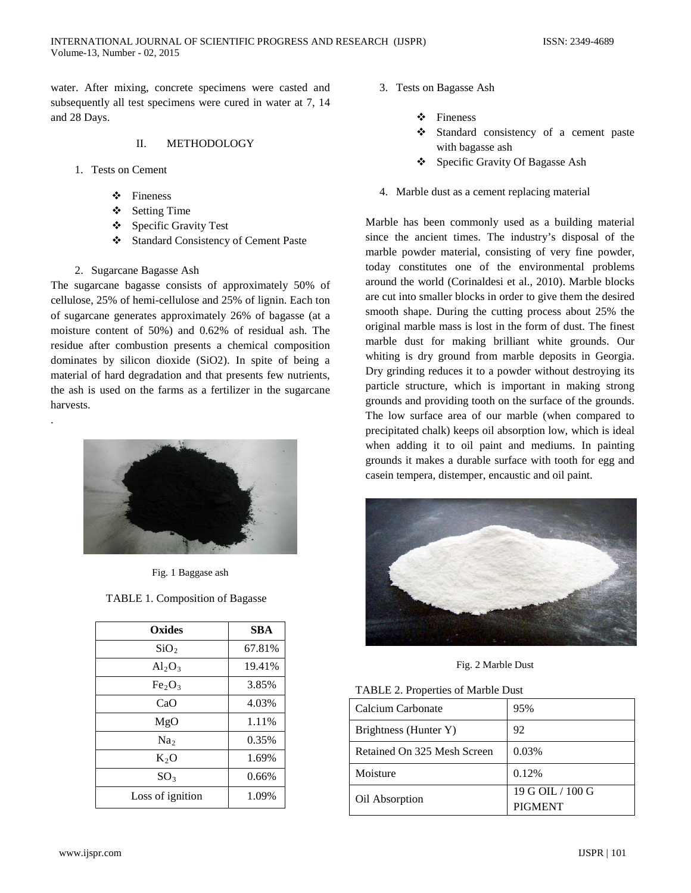water. After mixing, concrete specimens were casted and subsequently all test specimens were cured in water at 7, 14 and 28 Days.

## II. METHODOLOGY

1. Tests on Cement

- Fineness
- Setting Time
- Specific Gravity Test
- Standard Consistency of Cement Paste

2. Sugarcane Bagasse Ash

The sugarcane bagasse consists of approximately 50% of cellulose, 25% of hemi-cellulose and 25% of lignin. Each ton of sugarcane generates approximately 26% of bagasse (at a moisture content of 50%) and 0.62% of residual ash. The residue after combustion presents a chemical composition dominates by silicon dioxide (SiO2). In spite of being a material of hard degradation and that presents few nutrients, the ash is used on the farms as a fertilizer in the sugarcane harvests.

.

Fig. 1 Baggase ash

TABLE 1. Composition of Bagasse

| Oxides | SBA |
|---|---|
| $SiO_2$ | 67.81% |
| $Al_2O_3$ | 19.41% |
| $Fe_2O_3$ | 3.85% |
| CaO | 4.03% |
| MgO | 1.11% |
| $Na_2$ | 0.35% |
| $K_2O$ | 1.69% |
| $SO_3$ | 0.66% |
| Loss of ignition | 1.09% |

3. Tests on Bagasse Ash

- Fineness
- Standard consistency of a cement paste with bagasse ash
- Specific Gravity Of Bagasse Ash

4. Marble dust as a cement replacing material

Marble has been commonly used as a building material since the ancient times. The industry's disposal of the marble powder material, consisting of very fine powder, today constitutes one of the environmental problems around the world (Corinaldesi et al., 2010). Marble blocks are cut into smaller blocks in order to give them the desired smooth shape. During the cutting process about 25% the original marble mass is lost in the form of dust. The finest marble dust for making brilliant white grounds. Our whiting is dry ground from marble deposits in Georgia. Dry grinding reduces it to a powder without destroying its particle structure, which is important in making strong grounds and providing tooth on the surface of the grounds. The low surface area of our marble (when compared to precipitated chalk) keeps oil absorption low, which is ideal when adding it to oil paint and mediums. In painting grounds it makes a durable surface with tooth for egg and casein tempera, distemper, encaustic and oil paint.

Fig. 2 Marble Dust

TABLE 2. Properties of Marble Dust

| Calcium Carbonate | 95% |
|---|---|
| Brightness (Hunter Y) | 92 |
| Retained On 325 Mesh Screen | 0.03% |
| Moisture | 0.12% |
| Oil Absorption | 19 G OIL / 100 G PIGMENT |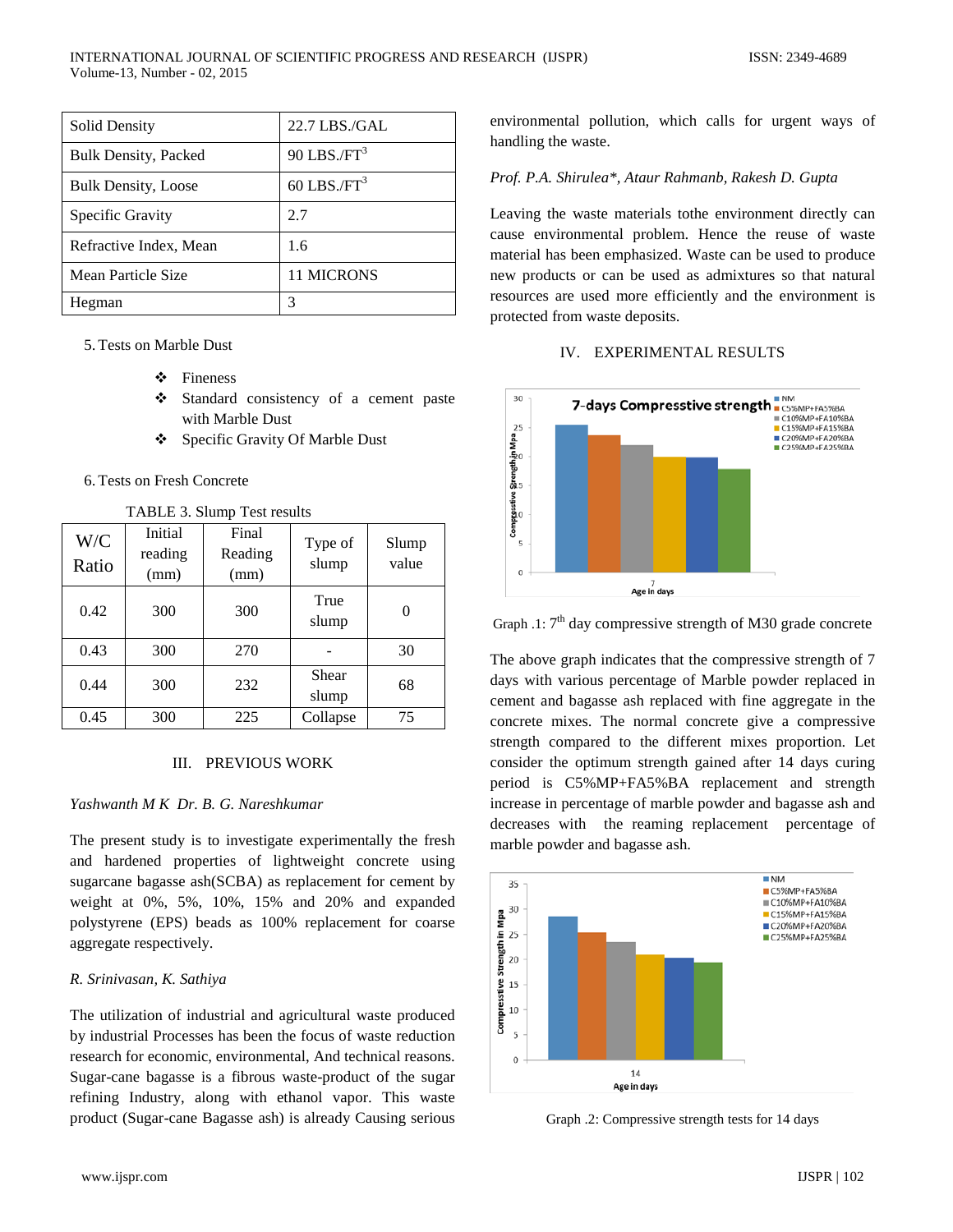| Solid Density | 22.7 LBS./GAL |
|---|---|
| Bulk Density, Packed | 90 LBS./FT$^3$ |
| Bulk Density, Loose | 60 LBS./FT$^3$ |
| Specific Gravity | 2.7 |
| Refractive Index, Mean | 1.6 |
| Mean Particle Size | 11 MICRONS |
| Hegman | 3 |

5. Tests on Marble Dust

- Fineness
- Standard consistency of a cement paste with Marble Dust
- Specific Gravity Of Marble Dust

6. Tests on Fresh Concrete

TABLE 3. Slump Test results

| W/C Ratio | Initial reading (mm) | Final Reading (mm) | Type of slump | Slump value |
|---|---|---|---|---|
| 0.42 | 300 | 300 | True slump | 0 |
| 0.43 | 300 | 270 | - | 30 |
| 0.44 | 300 | 232 | Shear slump | 68 |
| 0.45 | 300 | 225 | Collapse | 75 |

## III. PREVIOUS WORK

*Yashwanth M K Dr. B. G. Nareshkumar*

The present study is to investigate experimentally the fresh and hardened properties of lightweight concrete using sugarcane bagasse ash(SCBA) as replacement for cement by weight at 0%, 5%, 10%, 15% and 20% and expanded polystyrene (EPS) beads as 100% replacement for coarse aggregate respectively.

*R. Srinivasan, K. Sathiya*

The utilization of industrial and agricultural waste produced by industrial Processes has been the focus of waste reduction research for economic, environmental, And technical reasons. Sugar-cane bagasse is a fibrous waste-product of the sugar refining Industry, along with ethanol vapor. This waste product (Sugar-cane Bagasse ash) is already Causing serious environmental pollution, which calls for urgent ways of handling the waste.

*Prof. P.A. Shirulea*, Ataur Rahmanb, Rakesh D. Gupta*

Leaving the waste materials tothe environment directly can cause environmental problem. Hence the reuse of waste material has been emphasized. Waste can be used to produce new products or can be used as admixtures so that natural resources are used more efficiently and the environment is protected from waste deposits.

## IV. EXPERIMENTAL RESULTS

Graph .1: 7th day compressive strength of M30 grade concrete

The above graph indicates that the compressive strength of 7 days with various percentage of Marble powder replaced in cement and bagasse ash replaced with fine aggregate in the concrete mixes. The normal concrete give a compressive strength compared to the different mixes proportion. Let consider the optimum strength gained after 14 days curing period is C5%MP+FA5%BA replacement and strength increase in percentage of marble powder and bagasse ash and decreases with the reaming replacement percentage of marble powder and bagasse ash.

Graph .2: Compressive strength tests for 14 days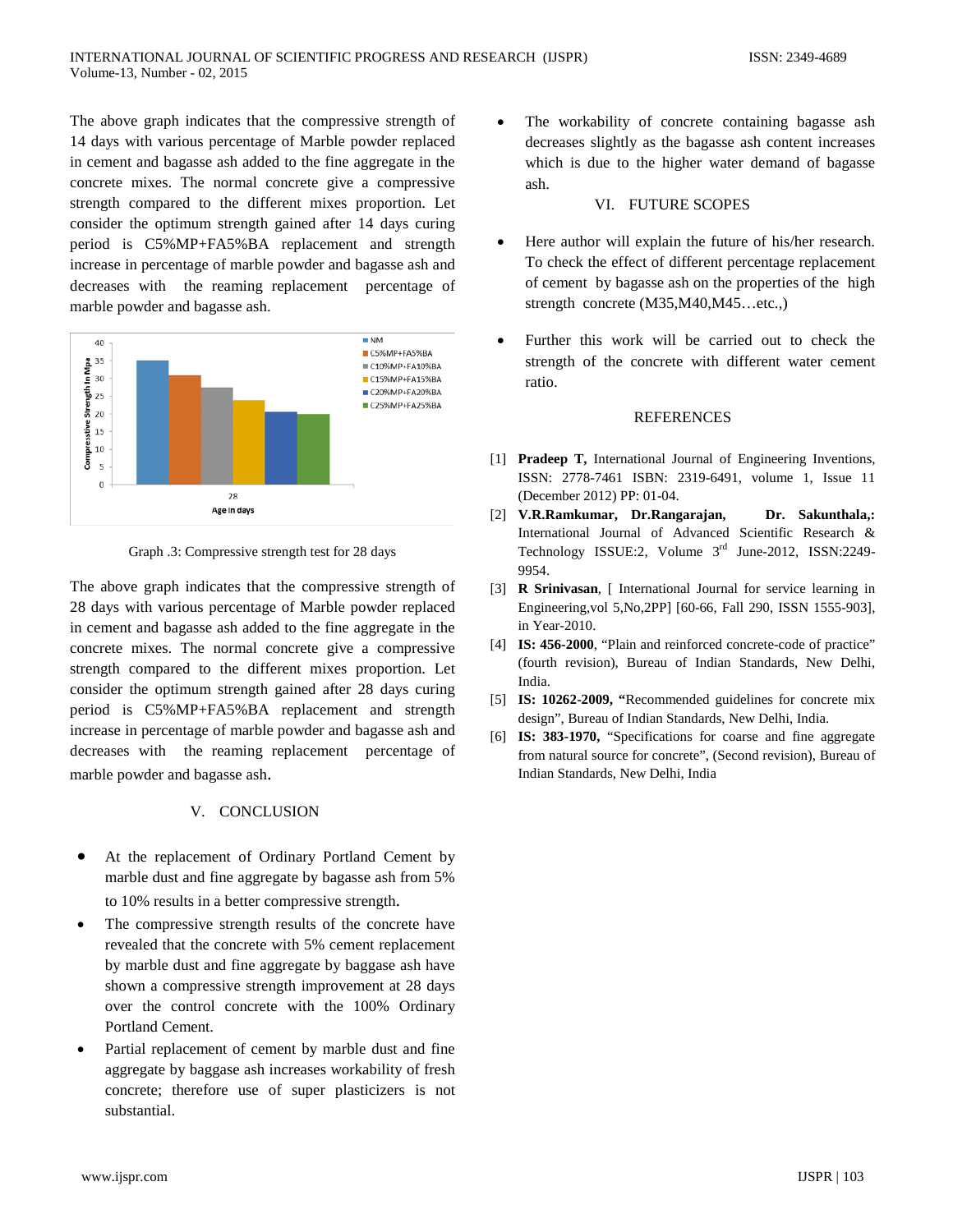The above graph indicates that the compressive strength of 14 days with various percentage of Marble powder replaced in cement and bagasse ash added to the fine aggregate in the concrete mixes. The normal concrete give a compressive strength compared to the different mixes proportion. Let consider the optimum strength gained after 14 days curing period is C5%MP+FA5%BA replacement and strength increase in percentage of marble powder and bagasse ash and decreases with the reaming replacement percentage of marble powder and bagasse ash.

40
35
30
25
20
15
10
5
0
Compressive Strength In Mpa
28
Age In days
NM
C5%MP+FA5%BA
C10%MP+FA10%BA
C15%MP+FA15%BA
C20%MP+FA20%BA
C25%MP+FA25%BA

Graph .3: Compressive strength test for 28 days

The above graph indicates that the compressive strength of 28 days with various percentage of Marble powder replaced in cement and bagasse ash added to the fine aggregate in the concrete mixes. The normal concrete give a compressive strength compared to the different mixes proportion. Let consider the optimum strength gained after 28 days curing period is C5%MP+FA5%BA replacement and strength increase in percentage of marble powder and bagasse ash and decreases with the reaming replacement percentage of marble powder and bagasse ash.

## V. CONCLUSION

- At the replacement of Ordinary Portland Cement by marble dust and fine aggregate by bagasse ash from 5% to 10% results in a better compressive strength.
- The compressive strength results of the concrete have revealed that the concrete with 5% cement replacement by marble dust and fine aggregate by baggase ash have shown a compressive strength improvement at 28 days over the control concrete with the 100% Ordinary Portland Cement.
- Partial replacement of cement by marble dust and fine aggregate by baggase ash increases workability of fresh concrete; therefore use of super plasticizers is not substantial.
- The workability of concrete containing bagasse ash decreases slightly as the bagasse ash content increases which is due to the higher water demand of bagasse ash.

## VI. FUTURE SCOPES

- Here author will explain the future of his/her research. To check the effect of different percentage replacement of cement by bagasse ash on the properties of the high strength concrete (M35,M40,M45…etc.,)
- Further this work will be carried out to check the strength of the concrete with different water cement ratio.

## REFERENCES

[1] **Pradeep T,** International Journal of Engineering Inventions, ISSN: 2778-7461 ISBN: 2319-6491, volume 1, Issue 11 (December 2012) PP: 01-04.

[2] **V.R.Ramkumar, Dr.Rangarajan, Dr. Sakunthala,:** International Journal of Advanced Scientific Research & Technology ISSUE:2, Volume 3rd June-2012, ISSN:2249-9954.

[3] **R Srinivasan**, [ International Journal for service learning in Engineering,vol 5,No,2PP] [60-66, Fall 290, ISSN 1555-903], in Year-2010.

[4] **IS: 456-2000**, "Plain and reinforced concrete-code of practice" (fourth revision), Bureau of Indian Standards, New Delhi, India.

[5] **IS: 10262-2009, "**Recommended guidelines for concrete mix design", Bureau of Indian Standards, New Delhi, India.

[6] **IS: 383-1970,** "Specifications for coarse and fine aggregate from natural source for concrete", (Second revision), Bureau of Indian Standards, New Delhi, India